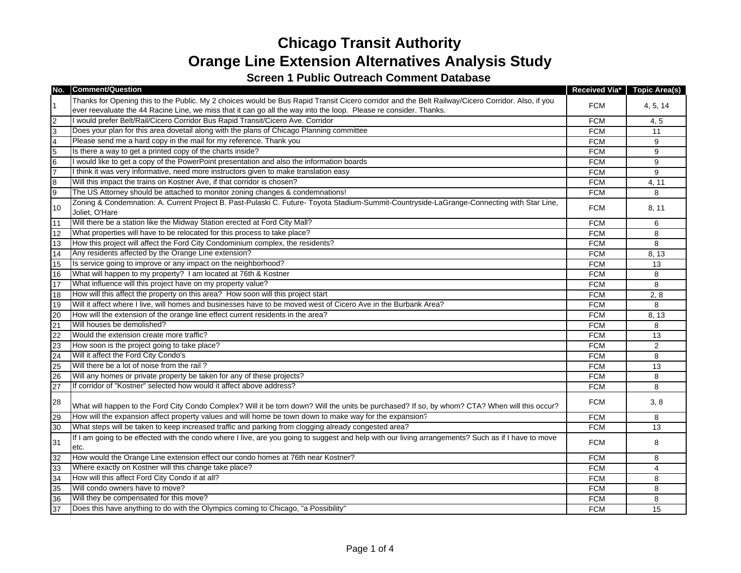# Chicago Transit Authority

# Orange Line Extension Alternatives Analysis Study

### Screen 1 Public Outreach Comment Database

| No. | Comment/Question | Received Via* | Topic Area(s) |
|---|---|---|---|
| 1 | Thanks for Opening this to the Public. My 2 choices would be Bus Rapid Transit Cicero corridor and the Belt Railway/Cicero Corridor. Also, if you ever reevaluate the 44 Racine Line, we miss that it can go all the way into the loop. Please re consider. Thanks. | FCM | 4, 5, 14 |
| 2 | I would prefer Belt/Rail/Cicero Corridor Bus Rapid Transit/Cicero Ave. Corridor | FCM | 4, 5 |
| 3 | Does your plan for this area dovetail along with the plans of Chicago Planning committee | FCM | 11 |
| 4 | Please send me a hard copy in the mail for my reference. Thank you | FCM | 9 |
| 5 | Is there a way to get a printed copy of the charts inside? | FCM | 9 |
| 6 | I would like to get a copy of the PowerPoint presentation and also the information boards | FCM | 9 |
| 7 | I think it was very informative, need more instructors given to make translation easy | FCM | 9 |
| 8 | Will this impact the trains on Kostner Ave, if that corridor is chosen? | FCM | 4, 11 |
| 9 | The US Attorney should be attached to monitor zoning changes & condemnations! | FCM | 8 |
| 10 | Zoning & Condemnation: A. Current Project B. Past-Pulaski C. Future- Toyota Stadium-Summit-Countryside-LaGrange-Connecting with Star Line, Joliet, O'Hare | FCM | 8, 11 |
| 11 | Will there be a station like the Midway Station erected at Ford City Mall? | FCM | 6 |
| 12 | What properties will have to be relocated for this process to take place? | FCM | 8 |
| 13 | How this project will affect the Ford City Condominium complex, the residents? | FCM | 8 |
| 14 | Any residents affected by the Orange Line extension? | FCM | 8, 13 |
| 15 | Is service going to improve or any impact on the neighborhood? | FCM | 13 |
| 16 | What will happen to my property? I am located at 76th & Kostner | FCM | 8 |
| 17 | What influence will this project have on my property value? | FCM | 8 |
| 18 | How will this affect the property on this area? How soon will this project start | FCM | 2, 8 |
| 19 | Will it affect where I live, will homes and businesses have to be moved west of Cicero Ave in the Burbank Area? | FCM | 8 |
| 20 | How will the extension of the orange line effect current residents in the area? | FCM | 8, 13 |
| 21 | Will houses be demolished? | FCM | 8 |
| 22 | Would the extension create more traffic? | FCM | 13 |
| 23 | How soon is the project going to take place? | FCM | 2 |
| 24 | Will it affect the Ford City Condo's | FCM | 8 |
| 25 | Will there be a lot of noise from the rail ? | FCM | 13 |
| 26 | Will any homes or private property be taken for any of these projects? | FCM | 8 |
| 27 | If corridor of "Kostner" selected how would it affect above address? | FCM | 8 |
| 28 | What will happen to the Ford City Condo Complex? Will it be torn down? Will the units be purchased? If so, by whom? CTA? When will this occur? | FCM | 3, 8 |
| 29 | How will the expansion affect property values and will home be town down to make way for the expansion? | FCM | 8 |
| 30 | What steps will be taken to keep increased traffic and parking from clogging already congested area? | FCM | 13 |
| 31 | If I am going to be effected with the condo where I live, are you going to suggest and help with our living arrangements? Such as if I have to move etc. | FCM | 8 |
| 32 | How would the Orange Line extension effect our condo homes at 76th near Kostner? | FCM | 8 |
| 33 | Where exactly on Kostner will this change take place? | FCM | 4 |
| 34 | How will this affect Ford City Condo if at all? | FCM | 8 |
| 35 | Will condo owners have to move? | FCM | 8 |
| 36 | Will they be compensated for this move? | FCM | 8 |
| 37 | Does this have anything to do with the Olympics coming to Chicago, "a Possibility" | FCM | 15 |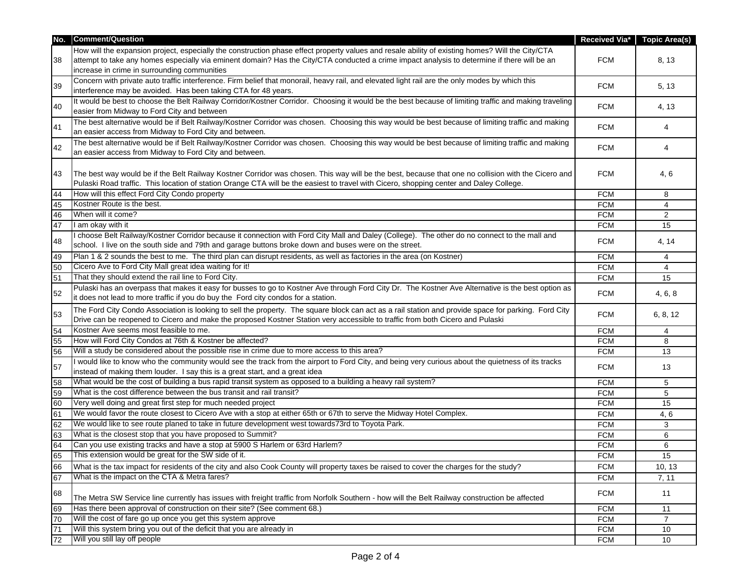| No. | Comment/Question | Received Via* | Topic Area(s) |
|---|---|---|---|
| 38 | How will the expansion project, especially the construction phase effect property values and resale ability of existing homes? Will the City/CTA attempt to take any homes especially via eminent domain? Has the City/CTA conducted a crime impact analysis to determine if there will be an increase in crime in surrounding communities | FCM | 8, 13 |
| 39 | Concern with private auto traffic interference. Firm belief that monorail, heavy rail, and elevated light rail are the only modes by which this interference may be avoided. Has been taking CTA for 48 years. | FCM | 5, 13 |
| 40 | It would be best to choose the Belt Railway Corridor/Kostner Corridor. Choosing it would be the best because of limiting traffic and making traveling easier from Midway to Ford City and between | FCM | 4, 13 |
| 41 | The best alternative would be if Belt Railway/Kostner Corridor was chosen. Choosing this way would be best because of limiting traffic and making an easier access from Midway to Ford City and between. | FCM | 4 |
| 42 | The best alternative would be if Belt Railway/Kostner Corridor was chosen. Choosing this way would be best because of limiting traffic and making an easier access from Midway to Ford City and between. | FCM | 4 |
| 43 | The best way would be if the Belt Railway Kostner Corridor was chosen. This way will be the best, because that one no collision with the Cicero and Pulaski Road traffic. This location of station Orange CTA will be the easiest to travel with Cicero, shopping center and Daley College. | FCM | 4, 6 |
| 44 | How will this effect Ford City Condo property | FCM | 8 |
| 45 | Kostner Route is the best. | FCM | 4 |
| 46 | When will it come? | FCM | 2 |
| 47 | I am okay with it | FCM | 15 |
| 48 | I choose Belt Railway/Kostner Corridor because it connection with Ford City Mall and Daley (College). The other do no connect to the mall and school. I live on the south side and 79th and garage buttons broke down and buses were on the street. | FCM | 4, 14 |
| 49 | Plan 1 & 2 sounds the best to me. The third plan can disrupt residents, as well as factories in the area (on Kostner) | FCM | 4 |
| 50 | Cicero Ave to Ford City Mall great idea waiting for it! | FCM | 4 |
| 51 | That they should extend the rail line to Ford City. | FCM | 15 |
| 52 | Pulaski has an overpass that makes it easy for busses to go to Kostner Ave through Ford City Dr. The Kostner Ave Alternative is the best option as it does not lead to more traffic if you do buy the Ford city condos for a station. | FCM | 4, 6, 8 |
| 53 | The Ford City Condo Association is looking to sell the property. The square block can act as a rail station and provide space for parking. Ford City Drive can be reopened to Cicero and make the proposed Kostner Station very accessible to traffic from both Cicero and Pulaski | FCM | 6, 8, 12 |
| 54 | Kostner Ave seems most feasible to me. | FCM | 4 |
| 55 | How will Ford City Condos at 76th & Kostner be affected? | FCM | 8 |
| 56 | Will a study be considered about the possible rise in crime due to more access to this area? | FCM | 13 |
| 57 | I would like to know who the community would see the track from the airport to Ford City, and being very curious about the quietness of its tracks instead of making them louder. I say this is a great start, and a great idea | FCM | 13 |
| 58 | What would be the cost of building a bus rapid transit system as opposed to a building a heavy rail system? | FCM | 5 |
| 59 | What is the cost difference between the bus transit and rail transit? | FCM | 5 |
| 60 | Very well doing and great first step for much needed project | FCM | 15 |
| 61 | We would favor the route closest to Cicero Ave with a stop at either 65th or 67th to serve the Midway Hotel Complex. | FCM | 4, 6 |
| 62 | We would like to see route planed to take in future development west towards73rd to Toyota Park. | FCM | 3 |
| 63 | What is the closest stop that you have proposed to Summit? | FCM | 6 |
| 64 | Can you use existing tracks and have a stop at 5900 S Harlem or 63rd Harlem? | FCM | 6 |
| 65 | This extension would be great for the SW side of it. | FCM | 15 |
| 66 | What is the tax impact for residents of the city and also Cook County will property taxes be raised to cover the charges for the study? | FCM | 10, 13 |
| 67 | What is the impact on the CTA & Metra fares? | FCM | 7, 11 |
| 68 | The Metra SW Service line currently has issues with freight traffic from Norfolk Southern - how will the Belt Railway construction be affected | FCM | 11 |
| 69 | Has there been approval of construction on their site? (See comment 68.) | FCM | 11 |
| 70 | Will the cost of fare go up once you get this system approve | FCM | 7 |
| 71 | Will this system bring you out of the deficit that you are already in | FCM | 10 |
| 72 | Will you still lay off people | FCM | 10 |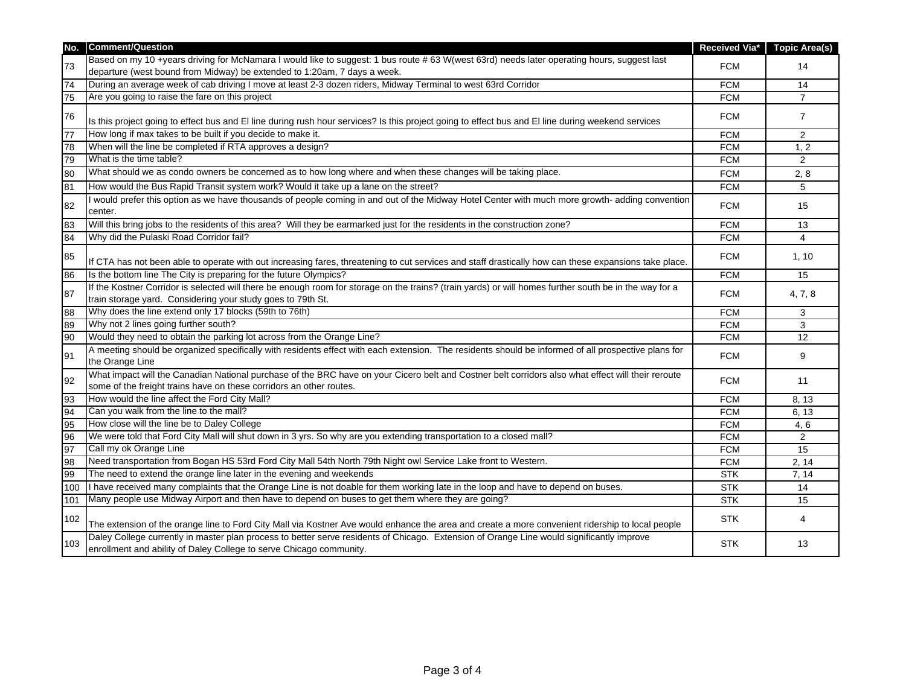| No. | Comment/Question | Received Via* | Topic Area(s) |
|---|---|---|---|
| 73 | Based on my 10 +years driving for McNamara I would like to suggest: 1 bus route # 63 W(west 63rd) needs later operating hours, suggest last departure (west bound from Midway) be extended to 1:20am, 7 days a week. | FCM | 14 |
| 74 | During an average week of cab driving I move at least 2-3 dozen riders, Midway Terminal to west 63rd Corridor | FCM | 14 |
| 75 | Are you going to raise the fare on this project | FCM | 7 |
| 76 | Is this project going to effect bus and El line during rush hour services? Is this project going to effect bus and El line during weekend services | FCM | 7 |
| 77 | How long if max takes to be built if you decide to make it. | FCM | 2 |
| 78 | When will the line be completed if RTA approves a design? | FCM | 1, 2 |
| 79 | What is the time table? | FCM | 2 |
| 80 | What should we as condo owners be concerned as to how long where and when these changes will be taking place. | FCM | 2, 8 |
| 81 | How would the Bus Rapid Transit system work? Would it take up a lane on the street? | FCM | 5 |
| 82 | I would prefer this option as we have thousands of people coming in and out of the Midway Hotel Center with much more growth- adding convention center. | FCM | 15 |
| 83 | Will this bring jobs to the residents of this area? Will they be earmarked just for the residents in the construction zone? | FCM | 13 |
| 84 | Why did the Pulaski Road Corridor fail? | FCM | 4 |
| 85 | If CTA has not been able to operate with out increasing fares, threatening to cut services and staff drastically how can these expansions take place. | FCM | 1, 10 |
| 86 | Is the bottom line The City is preparing for the future Olympics? | FCM | 15 |
| 87 | If the Kostner Corridor is selected will there be enough room for storage on the trains? (train yards) or will homes further south be in the way for a train storage yard. Considering your study goes to 79th St. | FCM | 4, 7, 8 |
| 88 | Why does the line extend only 17 blocks (59th to 76th) | FCM | 3 |
| 89 | Why not 2 lines going further south? | FCM | 3 |
| 90 | Would they need to obtain the parking lot across from the Orange Line? | FCM | 12 |
| 91 | A meeting should be organized specifically with residents effect with each extension. The residents should be informed of all prospective plans for the Orange Line | FCM | 9 |
| 92 | What impact will the Canadian National purchase of the BRC have on your Cicero belt and Costner belt corridors also what effect will their reroute some of the freight trains have on these corridors an other routes. | FCM | 11 |
| 93 | How would the line affect the Ford City Mall? | FCM | 8, 13 |
| 94 | Can you walk from the line to the mall? | FCM | 6, 13 |
| 95 | How close will the line be to Daley College | FCM | 4, 6 |
| 96 | We were told that Ford City Mall will shut down in 3 yrs. So why are you extending transportation to a closed mall? | FCM | 2 |
| 97 | Call my ok Orange Line | FCM | 15 |
| 98 | Need transportation from Bogan HS 53rd Ford City Mall 54th North 79th Night owl Service Lake front to Western. | FCM | 2, 14 |
| 99 | The need to extend the orange line later in the evening and weekends | STK | 7, 14 |
| 100 | I have received many complaints that the Orange Line is not doable for them working late in the loop and have to depend on buses. | STK | 14 |
| 101 | Many people use Midway Airport and then have to depend on buses to get them where they are going? | STK | 15 |
| 102 | The extension of the orange line to Ford City Mall via Kostner Ave would enhance the area and create a more convenient ridership to local people | STK | 4 |
| 103 | Daley College currently in master plan process to better serve residents of Chicago. Extension of Orange Line would significantly improve enrollment and ability of Daley College to serve Chicago community. | STK | 13 |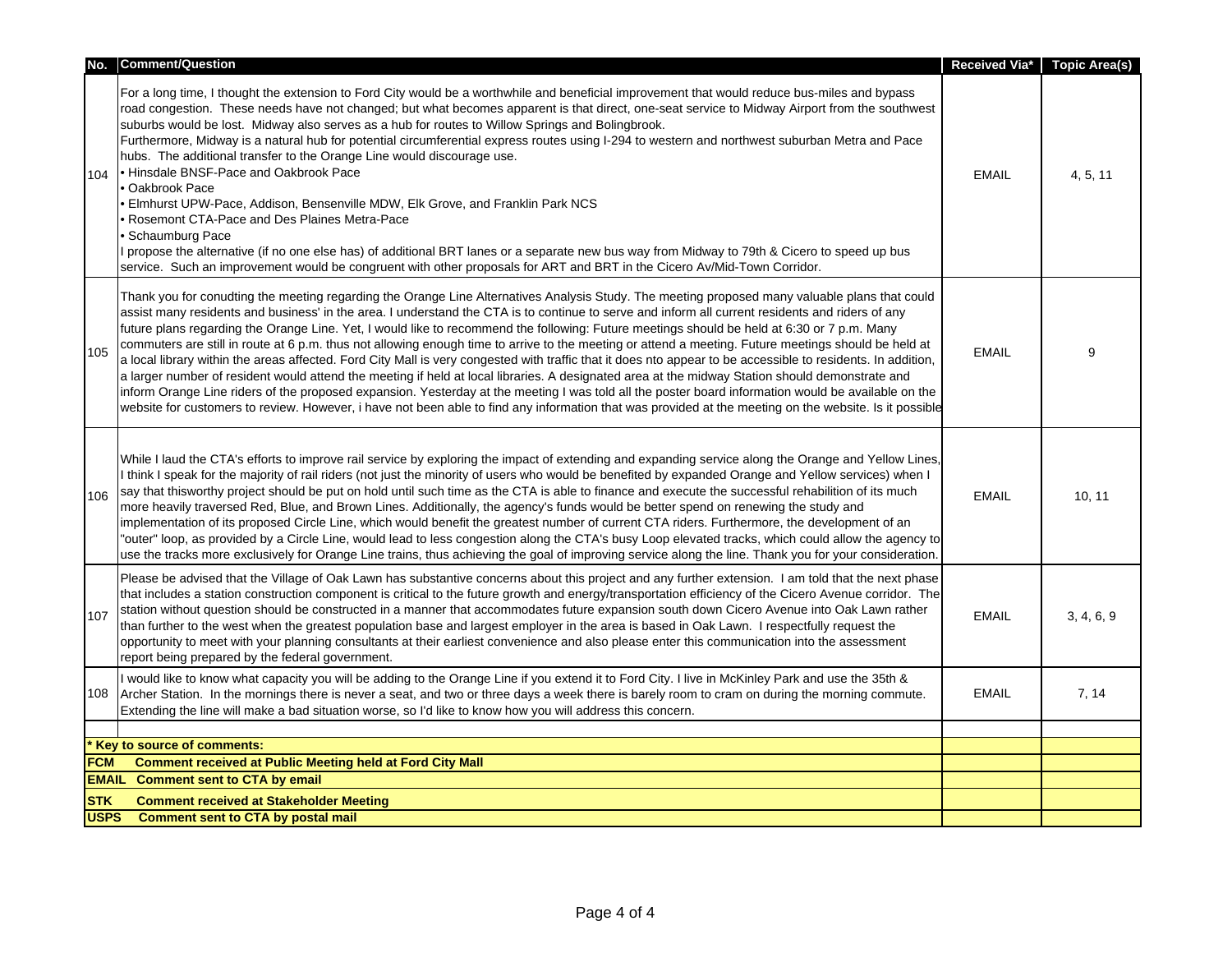| No. | Comment/Question | Received Via* | Topic Area(s) |
|---|---|---|---|
| 104 | For a long time, I thought the extension to Ford City would be a worthwhile and beneficial improvement that would reduce bus-miles and bypass road congestion. These needs have not changed; but what becomes apparent is that direct, one-seat service to Midway Airport from the southwest suburbs would be lost. Midway also serves as a hub for routes to Willow Springs and Bolingbrook.<br>Furthermore, Midway is a natural hub for potential circumferential express routes using I-294 to western and northwest suburban Metra and Pace hubs. The additional transfer to the Orange Line would discourage use.<br>• Hinsdale BNSF-Pace and Oakbrook Pace<br>• Oakbrook Pace<br>• Elmhurst UPW-Pace, Addison, Bensenville MDW, Elk Grove, and Franklin Park NCS<br>• Rosemont CTA-Pace and Des Plaines Metra-Pace<br>• Schaumburg Pace<br>I propose the alternative (if no one else has) of additional BRT lanes or a separate new bus way from Midway to 79th & Cicero to speed up bus service. Such an improvement would be congruent with other proposals for ART and BRT in the Cicero Av/Mid-Town Corridor. | EMAIL | 4, 5, 11 |
| 105 | Thank you for conudting the meeting regarding the Orange Line Alternatives Analysis Study. The meeting proposed many valuable plans that could assist many residents and business' in the area. I understand the CTA is to continue to serve and inform all current residents and riders of any future plans regarding the Orange Line. Yet, I would like to recommend the following: Future meetings should be held at 6:30 or 7 p.m. Many commuters are still in route at 6 p.m. thus not allowing enough time to arrive to the meeting or attend a meeting. Future meetings should be held at a local library within the areas affected. Ford City Mall is very congested with traffic that it does nto appear to be accessible to residents. In addition, a larger number of resident would attend the meeting if held at local libraries. A designated area at the midway Station should demonstrate and inform Orange Line riders of the proposed expansion. Yesterday at the meeting I was told all the poster board information would be available on the website for customers to review. However, i have not been able to find any information that was provided at the meeting on the website. Is it possible | EMAIL | 9 |
| 106 | While I laud the CTA's efforts to improve rail service by exploring the impact of extending and expanding service along the Orange and Yellow Lines, I think I speak for the majority of rail riders (not just the minority of users who would be benefited by expanded Orange and Yellow services) when I say that thisworthy project should be put on hold until such time as the CTA is able to finance and execute the successful rehabilition of its much more heavily traversed Red, Blue, and Brown Lines. Additionally, the agency's funds would be better spend on renewing the study and implementation of its proposed Circle Line, which would benefit the greatest number of current CTA riders. Furthermore, the development of an "outer" loop, as provided by a Circle Line, would lead to less congestion along the CTA's busy Loop elevated tracks, which could allow the agency to use the tracks more exclusively for Orange Line trains, thus achieving the goal of improving service along the line. Thank you for your consideration. | EMAIL | 10, 11 |
| 107 | Please be advised that the Village of Oak Lawn has substantive concerns about this project and any further extension. I am told that the next phase that includes a station construction component is critical to the future growth and energy/transportation efficiency of the Cicero Avenue corridor. The station without question should be constructed in a manner that accommodates future expansion south down Cicero Avenue into Oak Lawn rather than further to the west when the greatest population base and largest employer in the area is based in Oak Lawn. I respectfully request the opportunity to meet with your planning consultants at their earliest convenience and also please enter this communication into the assessment report being prepared by the federal government. | EMAIL | 3, 4, 6, 9 |
| 108 | I would like to know what capacity you will be adding to the Orange Line if you extend it to Ford City. I live in McKinley Park and use the 35th & Archer Station. In the mornings there is never a seat, and two or three days a week there is barely room to cram on during the morning commute. Extending the line will make a bad situation worse, so I'd like to know how you will address this concern. | EMAIL | 7, 14 |

**\* Key to source of comments:**

**FCM** Comment received at Public Meeting held at Ford City Mall

**EMAIL** Comment sent to CTA by email

**STK** Comment received at Stakeholder Meeting

**USPS** Comment sent to CTA by postal mail